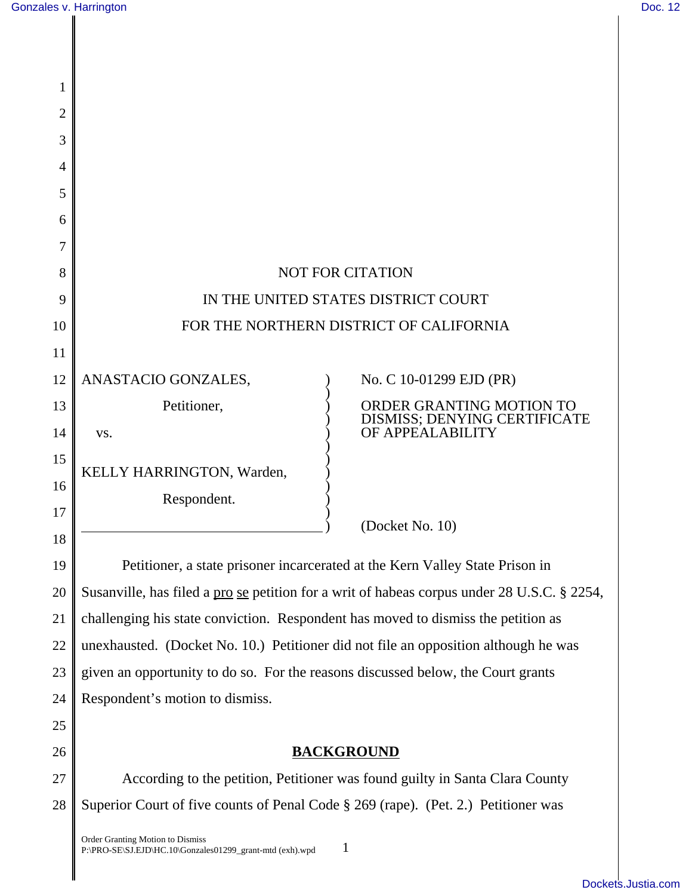NOT FOR CITATION

IN THE UNITED STATES DISTRICT COURT

FOR THE NORTHERN DISTRICT OF CALIFORNIA

| | |
|---|---|
| ANASTACIO GONZALES,<br><br>Petitioner,<br><br>vs.<br><br>KELLY HARRINGTON, Warden,<br><br>Respondent. | No. C 10-01299 EJD (PR)<br><br>ORDER GRANTING MOTION TO DISMISS; DENYING CERTIFICATE OF APPEALABILITY<br><br>(Docket No. 10) |

Petitioner, a state prisoner incarcerated at the Kern Valley State Prison in Susanville, has filed a pro se petition for a writ of habeas corpus under 28 U.S.C. § 2254, challenging his state conviction. Respondent has moved to dismiss the petition as unexhausted. (Docket No. 10.) Petitioner did not file an opposition although he was given an opportunity to do so. For the reasons discussed below, the Court grants Respondent's motion to dismiss.

## BACKGROUND

According to the petition, Petitioner was found guilty in Santa Clara County Superior Court of five counts of Penal Code § 269 (rape). (Pet. 2.) Petitioner was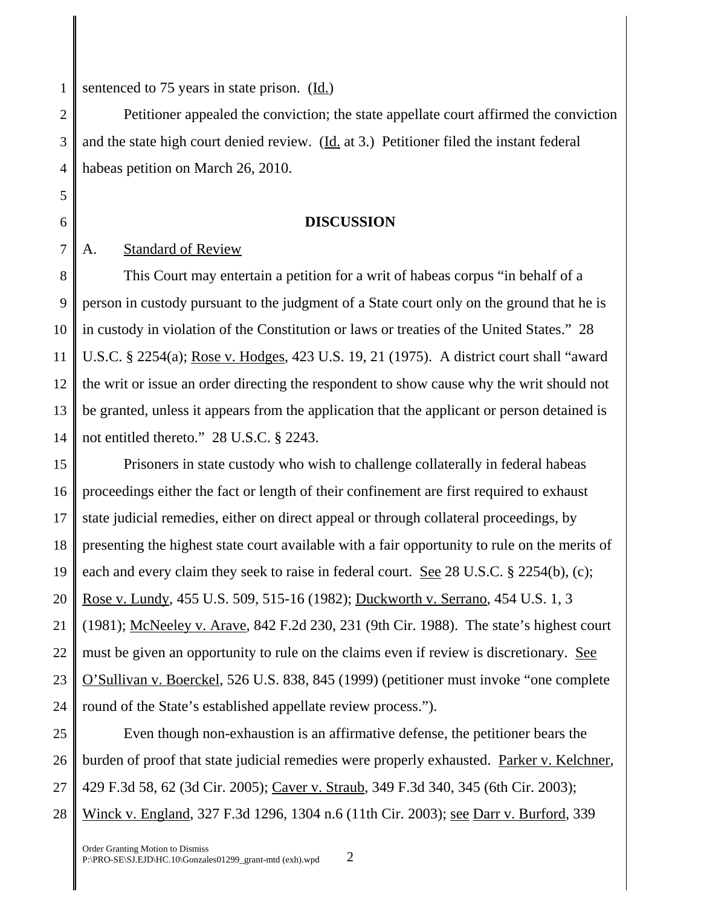sentenced to 75 years in state prison. (Id.)

Petitioner appealed the conviction; the state appellate court affirmed the conviction and the state high court denied review. (Id. at 3.) Petitioner filed the instant federal habeas petition on March 26, 2010.

## DISCUSSION

### A. Standard of Review

This Court may entertain a petition for a writ of habeas corpus "in behalf of a person in custody pursuant to the judgment of a State court only on the ground that he is in custody in violation of the Constitution or laws or treaties of the United States." 28 U.S.C. § 2254(a); Rose v. Hodges, 423 U.S. 19, 21 (1975). A district court shall "award the writ or issue an order directing the respondent to show cause why the writ should not be granted, unless it appears from the application that the applicant or person detained is not entitled thereto." 28 U.S.C. § 2243.

Prisoners in state custody who wish to challenge collaterally in federal habeas proceedings either the fact or length of their confinement are first required to exhaust state judicial remedies, either on direct appeal or through collateral proceedings, by presenting the highest state court available with a fair opportunity to rule on the merits of each and every claim they seek to raise in federal court. See 28 U.S.C. § 2254(b), (c); Rose v. Lundy, 455 U.S. 509, 515-16 (1982); Duckworth v. Serrano, 454 U.S. 1, 3 (1981); McNeeley v. Arave, 842 F.2d 230, 231 (9th Cir. 1988). The state's highest court must be given an opportunity to rule on the claims even if review is discretionary. See O'Sullivan v. Boerckel, 526 U.S. 838, 845 (1999) (petitioner must invoke "one complete round of the State's established appellate review process.").

Even though non-exhaustion is an affirmative defense, the petitioner bears the burden of proof that state judicial remedies were properly exhausted. Parker v. Kelchner, 429 F.3d 58, 62 (3d Cir. 2005); Caver v. Straub, 349 F.3d 340, 345 (6th Cir. 2003); Winck v. England, 327 F.3d 1296, 1304 n.6 (11th Cir. 2003); see Darr v. Burford, 339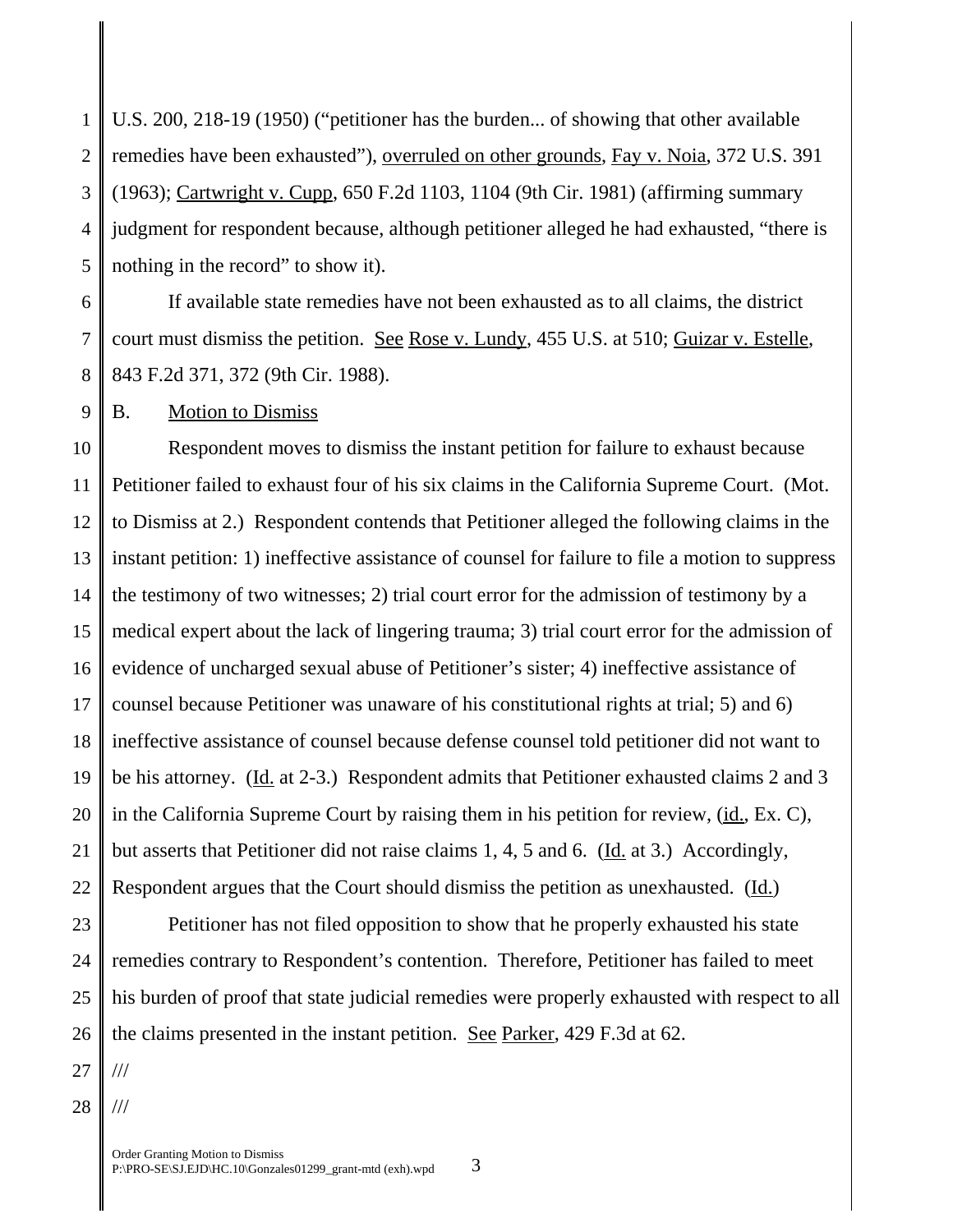U.S. 200, 218-19 (1950) ("petitioner has the burden... of showing that other available remedies have been exhausted"), overruled on other grounds, Fay v. Noia, 372 U.S. 391 (1963); Cartwright v. Cupp, 650 F.2d 1103, 1104 (9th Cir. 1981) (affirming summary judgment for respondent because, although petitioner alleged he had exhausted, "there is nothing in the record" to show it).

If available state remedies have not been exhausted as to all claims, the district court must dismiss the petition. See Rose v. Lundy, 455 U.S. at 510; Guizar v. Estelle, 843 F.2d 371, 372 (9th Cir. 1988).

B. Motion to Dismiss

Respondent moves to dismiss the instant petition for failure to exhaust because Petitioner failed to exhaust four of his six claims in the California Supreme Court. (Mot. to Dismiss at 2.) Respondent contends that Petitioner alleged the following claims in the instant petition: 1) ineffective assistance of counsel for failure to file a motion to suppress the testimony of two witnesses; 2) trial court error for the admission of testimony by a medical expert about the lack of lingering trauma; 3) trial court error for the admission of evidence of uncharged sexual abuse of Petitioner's sister; 4) ineffective assistance of counsel because Petitioner was unaware of his constitutional rights at trial; 5) and 6) ineffective assistance of counsel because defense counsel told petitioner did not want to be his attorney. (Id. at 2-3.) Respondent admits that Petitioner exhausted claims 2 and 3 in the California Supreme Court by raising them in his petition for review, (id., Ex. C), but asserts that Petitioner did not raise claims 1, 4, 5 and 6. (Id. at 3.) Accordingly, Respondent argues that the Court should dismiss the petition as unexhausted. (Id.)

Petitioner has not filed opposition to show that he properly exhausted his state remedies contrary to Respondent's contention. Therefore, Petitioner has failed to meet his burden of proof that state judicial remedies were properly exhausted with respect to all the claims presented in the instant petition. See Parker, 429 F.3d at 62.

///

///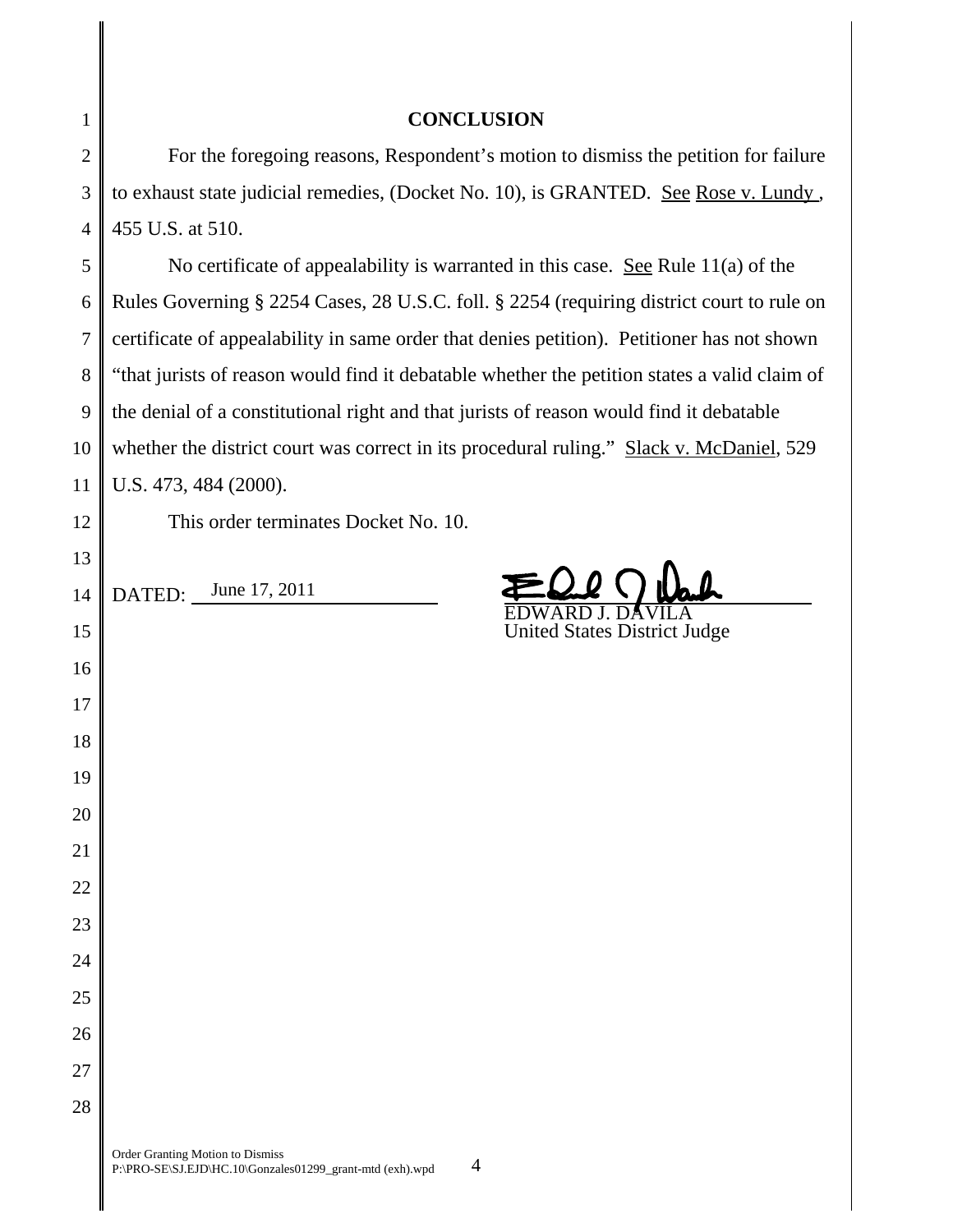## CONCLUSION

For the foregoing reasons, Respondent's motion to dismiss the petition for failure to exhaust state judicial remedies, (Docket No. 10), is GRANTED. See Rose v. Lundy , 455 U.S. at 510.

No certificate of appealability is warranted in this case. See Rule 11(a) of the Rules Governing § 2254 Cases, 28 U.S.C. foll. § 2254 (requiring district court to rule on certificate of appealability in same order that denies petition). Petitioner has not shown "that jurists of reason would find it debatable whether the petition states a valid claim of the denial of a constitutional right and that jurists of reason would find it debatable whether the district court was correct in its procedural ruling." Slack v. McDaniel, 529 U.S. 473, 484 (2000).

This order terminates Docket No. 10.

DATED: June 17, 2011

EDWARD J. DAVILA
United States District Judge

Order Granting Motion to Dismiss
P:\PRO-SE\SJ.EJD\HC.10\Gonzales01299_grant-mtd (exh).wpd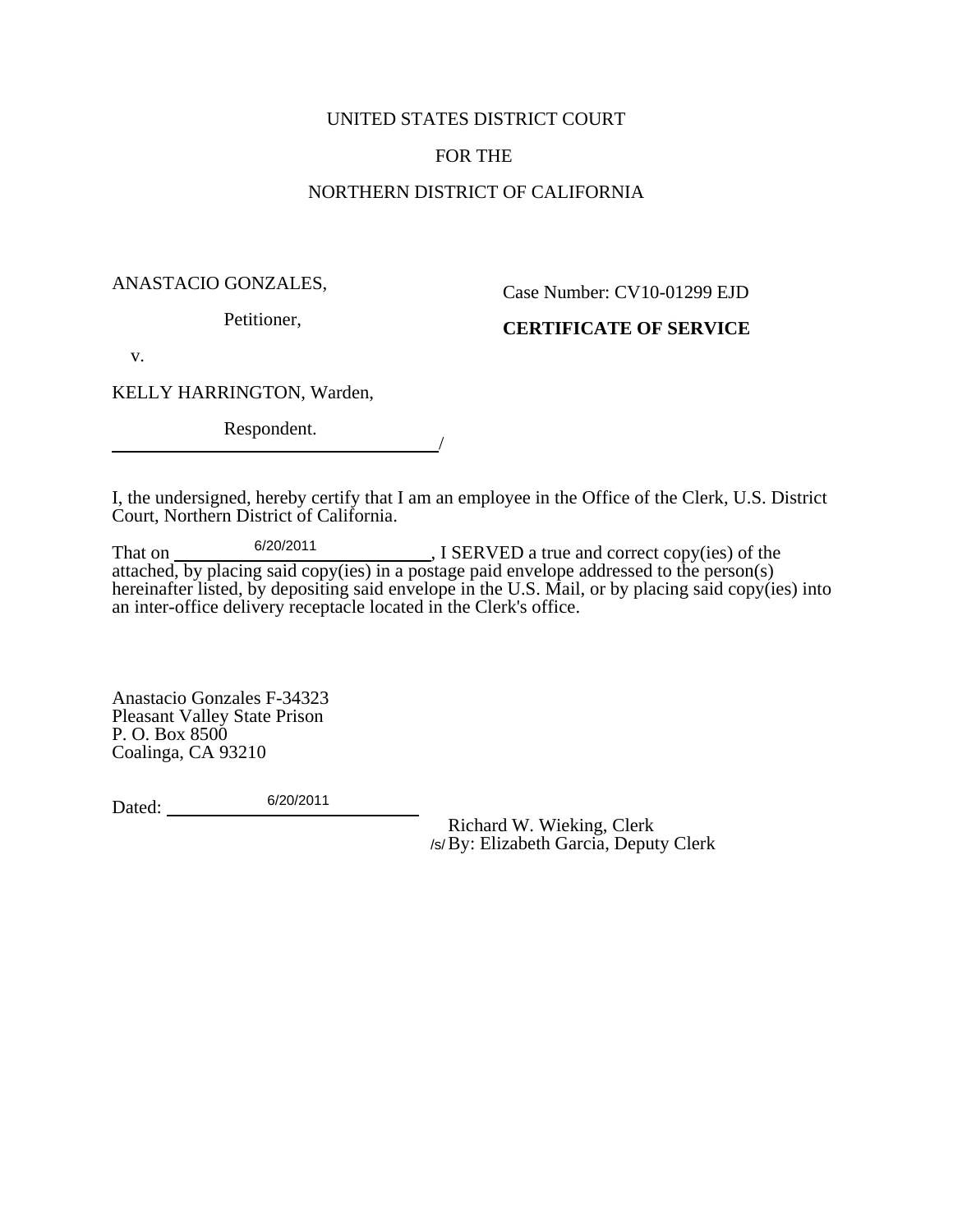UNITED STATES DISTRICT COURT

FOR THE

NORTHERN DISTRICT OF CALIFORNIA

ANASTACIO GONZALES,

Petitioner,

v.

KELLY HARRINGTON, Warden,

Respondent.
\_\_\_\_\_\_\_\_\_\_\_\_\_\_\_\_\_\_\_\_\_\_\_\_\_\_\_\_\_\_\_\_\_\_\_\_\_\_/

Case Number: CV10-01299 EJD

**CERTIFICATE OF SERVICE**

I, the undersigned, hereby certify that I am an employee in the Office of the Clerk, U.S. District Court, Northern District of California.

That on 6/20/2011, I SERVED a true and correct copy(ies) of the attached, by placing said copy(ies) in a postage paid envelope addressed to the person(s) hereinafter listed, by depositing said envelope in the U.S. Mail, or by placing said copy(ies) into an inter-office delivery receptacle located in the Clerk's office.

Anastacio Gonzales F-34323
Pleasant Valley State Prison
P. O. Box 8500
Coalinga, CA 93210

Dated: 6/20/2011

Richard W. Wieking, Clerk
/s/ By: Elizabeth Garcia, Deputy Clerk